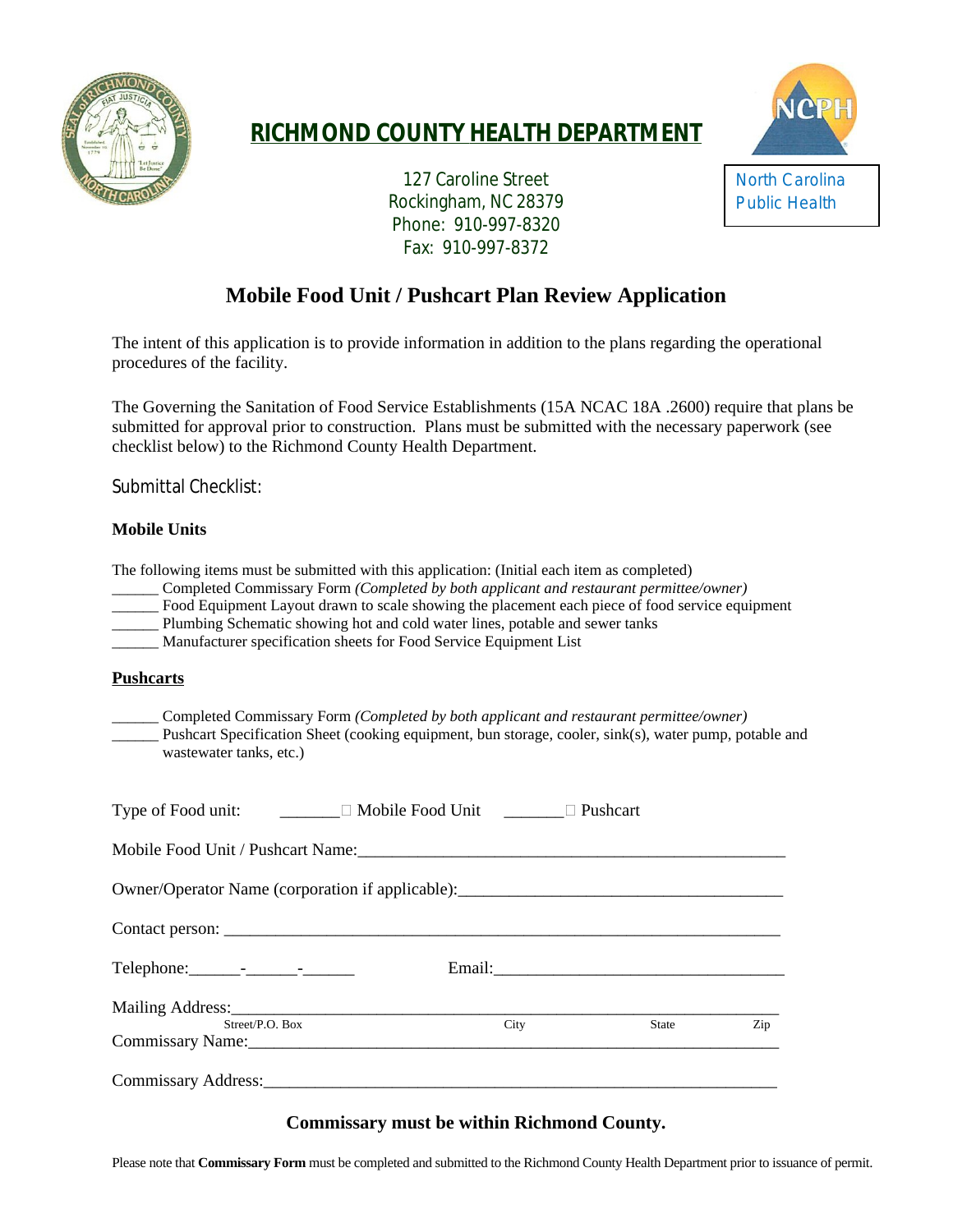# RICHMOND COUNTY HEALTH DEPARTMENT

127 Caroline Street
Rockingham, NC 28379
Phone: 910-997-8320
Fax: 910-997-8372

North Carolina Public Health

## Mobile Food Unit / Pushcart Plan Review Application

The intent of this application is to provide information in addition to the plans regarding the operational procedures of the facility.

The Governing the Sanitation of Food Service Establishments (15A NCAC 18A .2600) require that plans be submitted for approval prior to construction. Plans must be submitted with the necessary paperwork (see checklist below) to the Richmond County Health Department.

Submittal Checklist:

**Mobile Units**

The following items must be submitted with this application: (Initial each item as completed)

______ Completed Commissary Form *(Completed by both applicant and restaurant permittee/owner)*
______ Food Equipment Layout drawn to scale showing the placement each piece of food service equipment
______ Plumbing Schematic showing hot and cold water lines, potable and sewer tanks
______ Manufacturer specification sheets for Food Service Equipment List

**Pushcarts**

______ Completed Commissary Form *(Completed by both applicant and restaurant permittee/owner)*
______ Pushcart Specification Sheet (cooking equipment, bun storage, cooler, sink(s), water pump, potable and wastewater tanks, etc.)

Type of Food unit: _______☐ Mobile Food Unit _______☐ Pushcart

Mobile Food Unit / Pushcart Name:___________________________________________________

Owner/Operator Name (corporation if applicable):_______________________________________

Contact person: ________________________________________________________________

Telephone:______-______-______ Email:___________________________________

Mailing Address:________________________________________________________________
Street/P.O. Box City State Zip

Commissary Name:_______________________________________________________________

Commissary Address:_____________________________________________________________

**Commissary must be within Richmond County.**

Please note that **Commissary Form** must be completed and submitted to the Richmond County Health Department prior to issuance of permit.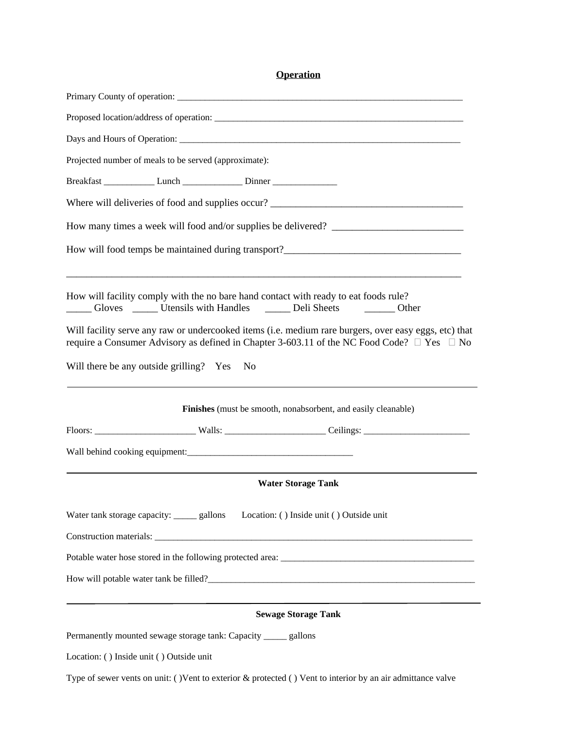## Operation

Primary County of operation: ________________________________________________________________

Proposed location/address of operation: _________________________________________________________

Days and Hours of Operation: _______________________________________________________________

Projected number of meals to be served (approximate):

Breakfast ___________ Lunch _____________ Dinner ______________

Where will deliveries of food and supplies occur? ________________________________________

How many times a week will food and/or supplies be delivered? __________________________

How will food temps be maintained during transport?____________________________________

_____________________________________________________________________________

How will facility comply with the no bare hand contact with ready to eat foods rule?
_____ Gloves _____ Utensils with Handles _____ Deli Sheets ______ Other

Will facility serve any raw or undercooked items (i.e. medium rare burgers, over easy eggs, etc) that require a Consumer Advisory as defined in Chapter 3-603.11 of the NC Food Code? ☐ Yes ☐ No

Will there be any outside grilling? Yes No

---

**Finishes** (must be smooth, nonabsorbent, and easily cleanable)

Floors: ______________________ Walls: ______________________ Ceilings: _______________________

Wall behind cooking equipment:____________________________________

---

**Water Storage Tank**

Water tank storage capacity: _____ gallons Location: ( ) Inside unit ( ) Outside unit

Construction materials: ___________________________________________________________________________

Potable water hose stored in the following protected area: ___________________________________________

How will potable water tank be filled?_______________________________________________________________

---

**Sewage Storage Tank**

Permanently mounted sewage storage tank: Capacity _____ gallons

Location: ( ) Inside unit ( ) Outside unit

Type of sewer vents on unit: ( )Vent to exterior & protected ( ) Vent to interior by an air admittance valve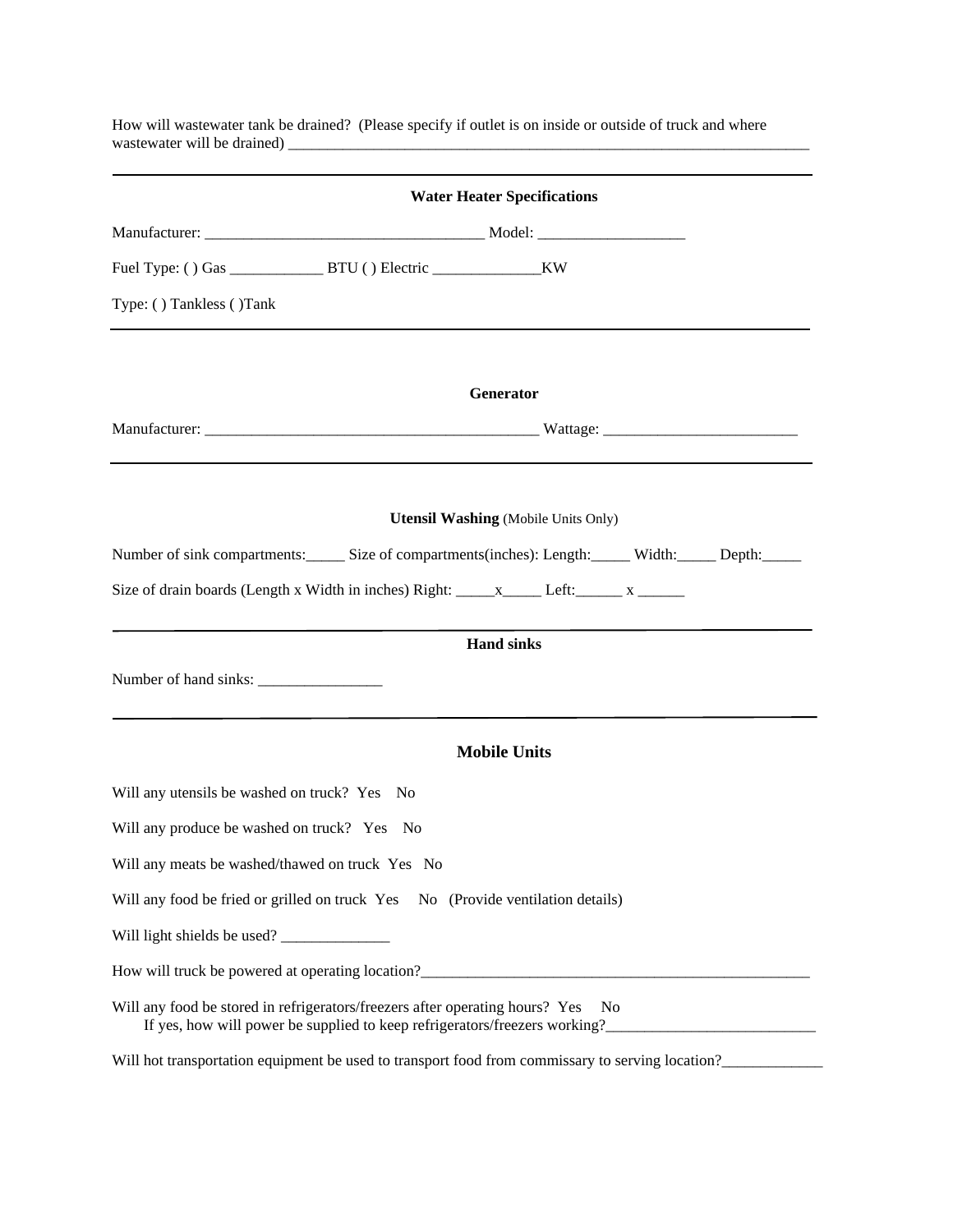How will wastewater tank be drained? (Please specify if outlet is on inside or outside of truck and where wastewater will be drained) ______________________________________________________________________

---

**Water Heater Specifications**

Manufacturer: ___________________________________ Model: __________________

Fuel Type: ( ) Gas ____________ BTU ( ) Electric ______________KW

Type: ( ) Tankless ( )Tank

---

**Generator**

Manufacturer: ___________________________________________ Wattage: _________________________

---

**Utensil Washing** (Mobile Units Only)

Number of sink compartments:_____ Size of compartments(inches): Length:_____ Width:_____ Depth:_____

Size of drain boards (Length x Width in inches) Right: _____x_____ Left:______ x ______

---

**Hand sinks**

Number of hand sinks: ________________

---

**Mobile Units**

Will any utensils be washed on truck? Yes No

Will any produce be washed on truck? Yes No

Will any meats be washed/thawed on truck Yes No

Will any food be fried or grilled on truck Yes No (Provide ventilation details)

Will light shields be used? ______________

How will truck be powered at operating location?_____________________________________________________

Will any food be stored in refrigerators/freezers after operating hours? Yes No
If yes, how will power be supplied to keep refrigerators/freezers working?___________________________

Will hot transportation equipment be used to transport food from commissary to serving location?_____________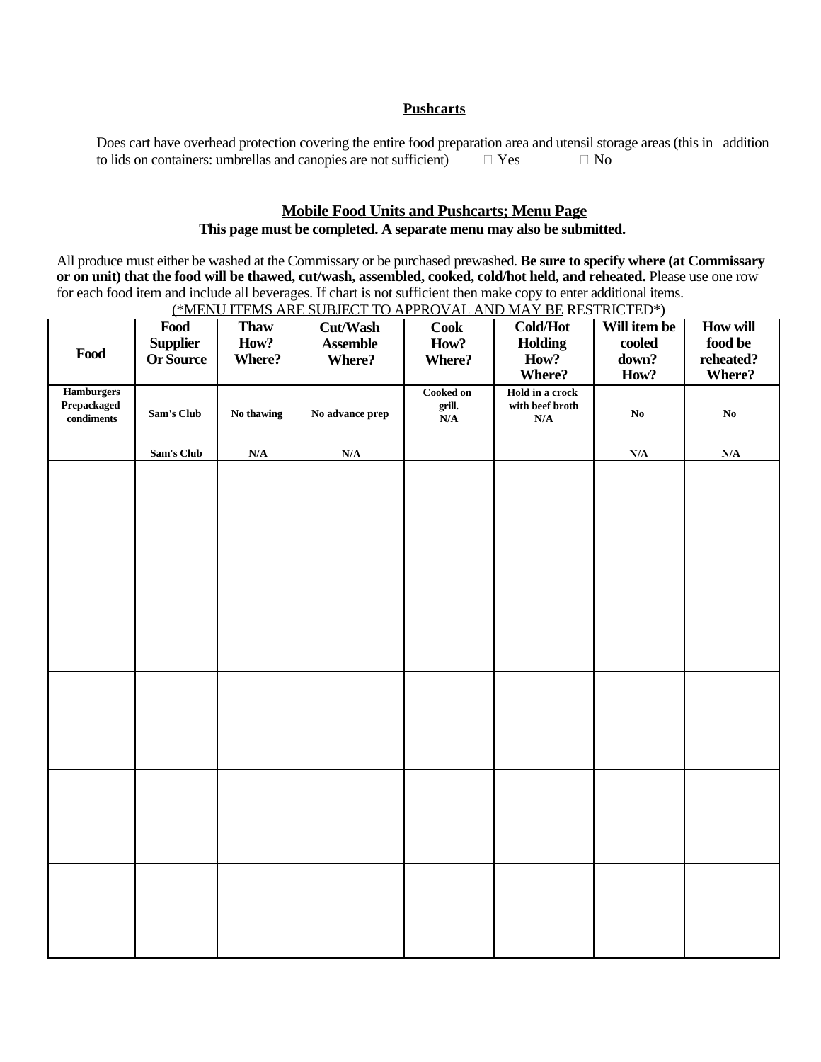**Pushcarts**

Does cart have overhead protection covering the entire food preparation area and utensil storage areas (this in addition to lids on containers: umbrellas and canopies are not sufficient) ☐ Yes ☐ No

**Mobile Food Units and Pushcarts; Menu Page**

**This page must be completed. A separate menu may also be submitted.**

All produce must either be washed at the Commissary or be purchased prewashed. **Be sure to specify where (at Commissary or on unit) that the food will be thawed, cut/wash, assembled, cooked, cold/hot held, and reheated.** Please use one row for each food item and include all beverages. If chart is not sufficient then make copy to enter additional items.

(*MENU ITEMS ARE SUBJECT TO APPROVAL AND MAY BE RESTRICTED*)

| Food | Food Supplier Or Source | Thaw How? Where? | Cut/Wash Assemble Where? | Cook How? Where? | Cold/Hot Holding How? Where? | Will item be cooled down? How? | How will food be reheated? Where? |
|---|---|---|---|---|---|---|---|
| Hamburgers<br>Prepackaged condiments | Sam's Club<br>Sam's Club | No thawing<br>N/A | No advance prep<br>N/A | Cooked on grill.<br>N/A | Hold in a crock with beef broth<br>N/A | No<br>N/A | No<br>N/A |
| | | | | | | | |
| | | | | | | | |
| | | | | | | | |
| | | | | | | | |
| | | | | | | | |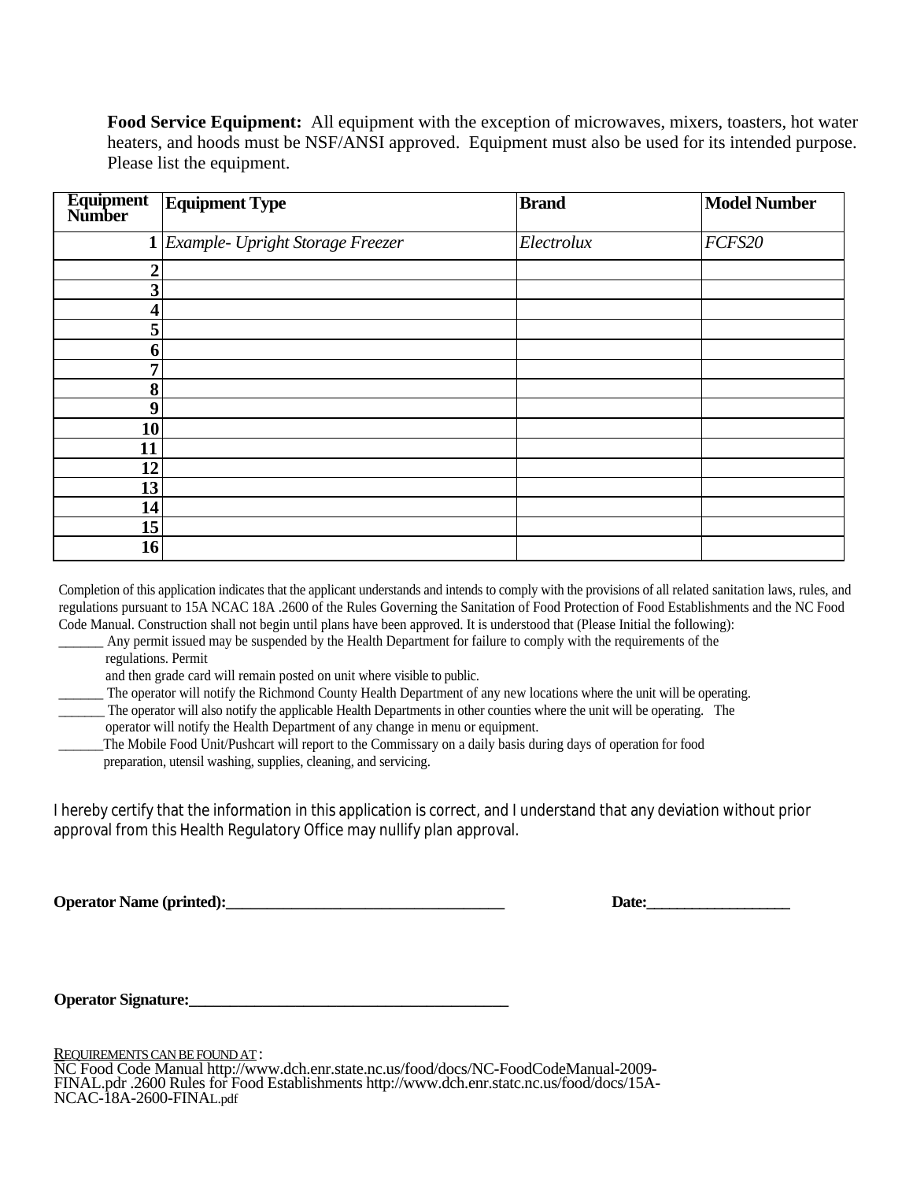**Food Service Equipment:** All equipment with the exception of microwaves, mixers, toasters, hot water heaters, and hoods must be NSF/ANSI approved. Equipment must also be used for its intended purpose. Please list the equipment.

| Equipment Number | Equipment Type | Brand | Model Number |
|---|---|---|---|
| 1 | *Example- Upright Storage Freezer* | *Electrolux* | *FCFS20* |
| 2 | | | |
| 3 | | | |
| 4 | | | |
| 5 | | | |
| 6 | | | |
| 7 | | | |
| 8 | | | |
| 9 | | | |
| 10 | | | |
| 11 | | | |
| 12 | | | |
| 13 | | | |
| 14 | | | |
| 15 | | | |
| 16 | | | |

Completion of this application indicates that the applicant understands and intends to comply with the provisions of all related sanitation laws, rules, and regulations pursuant to 15A NCAC 18A .2600 of the Rules Governing the Sanitation of Food Protection of Food Establishments and the NC Food Code Manual. Construction shall not begin until plans have been approved. It is understood that (Please Initial the following):

______ Any permit issued may be suspended by the Health Department for failure to comply with the requirements of the regulations. Permit and then grade card will remain posted on unit where visible to public.

______ The operator will notify the Richmond County Health Department of any new locations where the unit will be operating.

______ The operator will also notify the applicable Health Departments in other counties where the unit will be operating. The operator will notify the Health Department of any change in menu or equipment.

______The Mobile Food Unit/Pushcart will report to the Commissary on a daily basis during days of operation for food preparation, utensil washing, supplies, cleaning, and servicing.

I hereby certify that the information in this application is correct, and I understand that any deviation without prior approval from this Health Regulatory Office may nullify plan approval.

**Operator Name (printed):**___________________________________ **Date:**__________________

**Operator Signature:**_________________________________________

REQUIREMENTS CAN BE FOUND AT:
NC Food Code Manual http://www.dch.enr.state.nc.us/food/docs/NC-FoodCodeManual-2009-FINAL.pdr .2600 Rules for Food Establishments http://www.dch.enr.statc.nc.us/food/docs/15A-NCAC-18A-2600-FINAL.pdf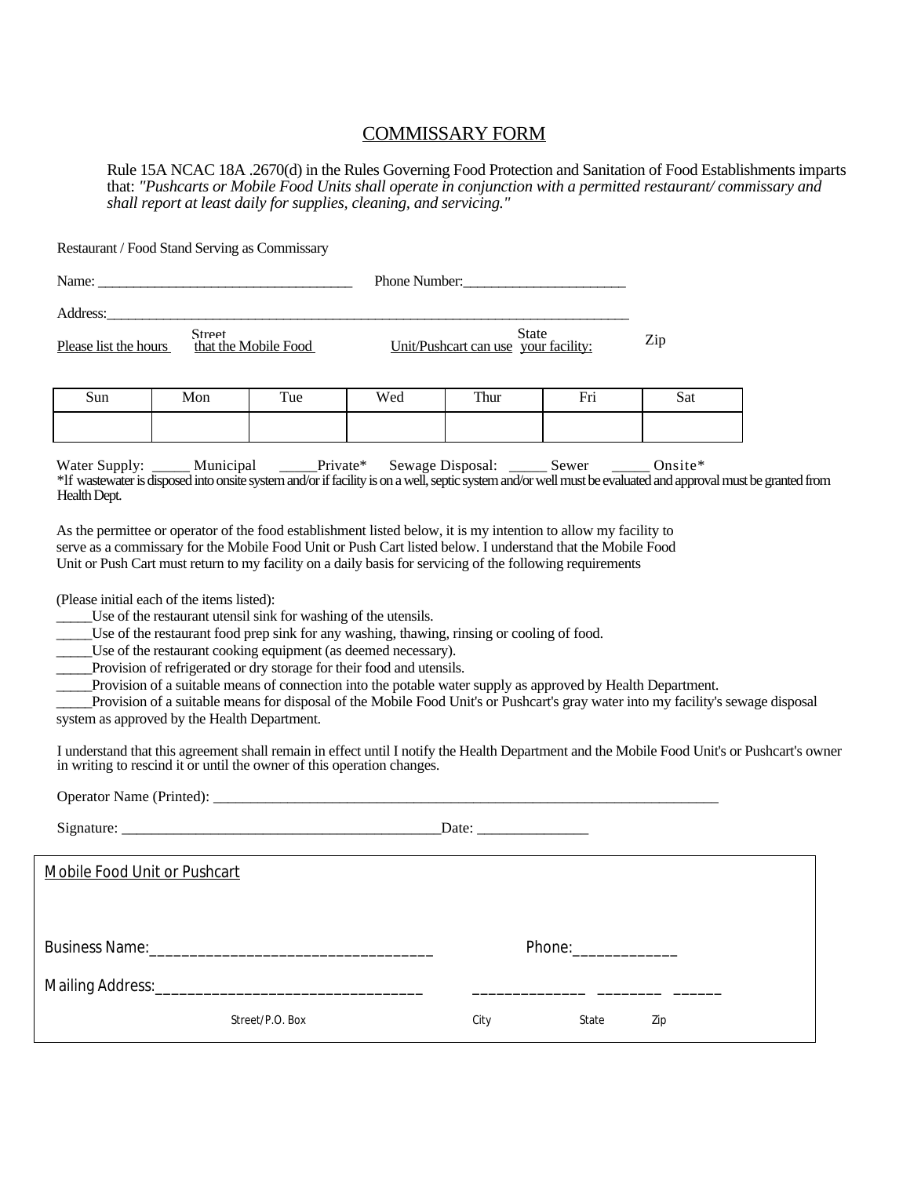# COMMISSARY FORM

Rule 15A NCAC 18A .2670(d) in the Rules Governing Food Protection and Sanitation of Food Establishments imparts that: *"Pushcarts or Mobile Food Units shall operate in conjunction with a permitted restaurant/ commissary and shall report at least daily for supplies, cleaning, and servicing."*

Restaurant / Food Stand Serving as Commissary

Name: ___________________________________ Phone Number:______________________

Address:_____________________________________________________________________________

Street State Zip

Please list the hours that the Mobile Food Unit/Pushcart can use your facility:

| Sun | Mon | Tue | Wed | Thur | Fri | Sat |
|---|---|---|---|---|---|---|
| | | | | | | |

Water Supply: _____ Municipal _____Private* Sewage Disposal: _____ Sewer _____ Onsite*

*If wastewater is disposed into onsite system and/or if facility is on a well, septic system and/or well must be evaluated and approval must be granted from Health Dept.

As the permittee or operator of the food establishment listed below, it is my intention to allow my facility to serve as a commissary for the Mobile Food Unit or Push Cart listed below. I understand that the Mobile Food Unit or Push Cart must return to my facility on a daily basis for servicing of the following requirements

(Please initial each of the items listed):

_____Use of the restaurant utensil sink for washing of the utensils.

_____Use of the restaurant food prep sink for any washing, thawing, rinsing or cooling of food.

_____Use of the restaurant cooking equipment (as deemed necessary).

_____Provision of refrigerated or dry storage for their food and utensils.

_____Provision of a suitable means of connection into the potable water supply as approved by Health Department.

_____Provision of a suitable means for disposal of the Mobile Food Unit's or Pushcart's gray water into my facility's sewage disposal system as approved by the Health Department.

I understand that this agreement shall remain in effect until I notify the Health Department and the Mobile Food Unit's or Pushcart's owner in writing to rescind it or until the owner of this operation changes.

Operator Name (Printed): ___________________________________________________________________________

Signature: ____________________________________________Date: _______________

Mobile Food Unit or Pushcart

Business Name:___________________________________ Phone:_____________

Mailing Address:_________________________________ _____________ ________ ______

Street/P.O. Box City State Zip